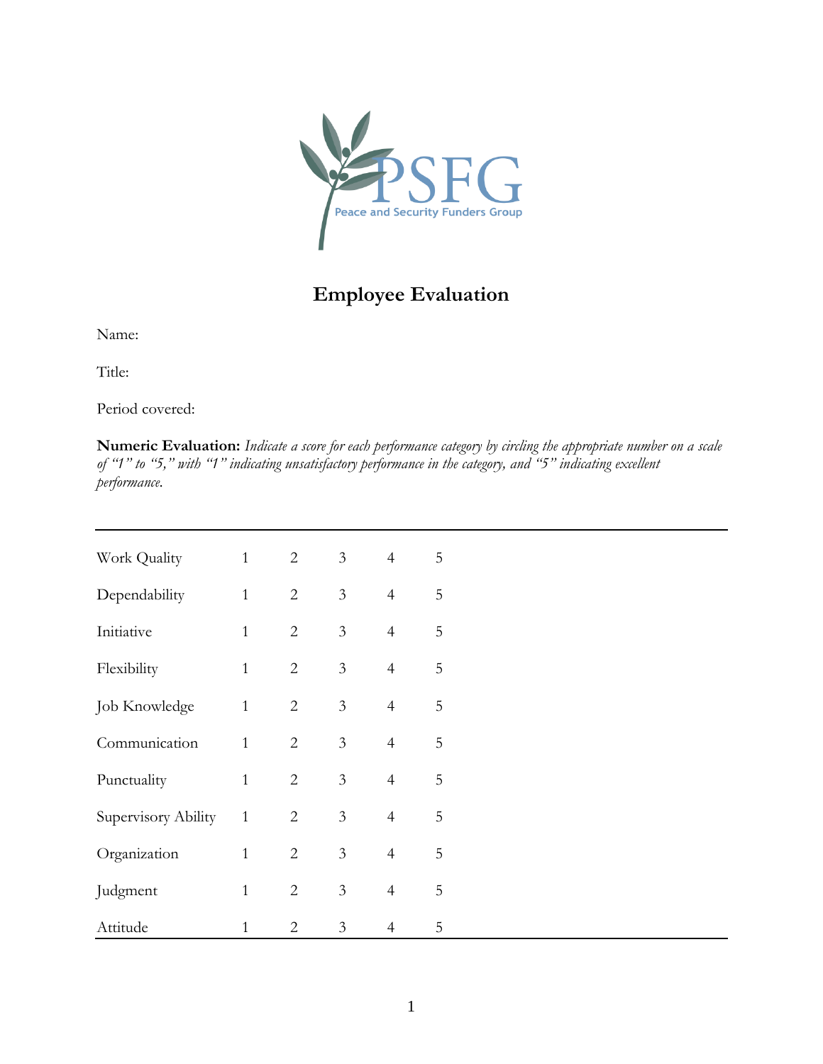PSFG
Peace and Security Funders Group

# Employee Evaluation

Name:

Title:

Period covered:

**Numeric Evaluation:** *Indicate a score for each performance category by circling the appropriate number on a scale of "1" to "5," with "1" indicating unsatisfactory performance in the category, and "5" indicating excellent performance.*

| | | | | | |
|---|---|---|---|---|---|
| Work Quality | 1 | 2 | 3 | 4 | 5 |
| Dependability | 1 | 2 | 3 | 4 | 5 |
| Initiative | 1 | 2 | 3 | 4 | 5 |
| Flexibility | 1 | 2 | 3 | 4 | 5 |
| Job Knowledge | 1 | 2 | 3 | 4 | 5 |
| Communication | 1 | 2 | 3 | 4 | 5 |
| Punctuality | 1 | 2 | 3 | 4 | 5 |
| Supervisory Ability | 1 | 2 | 3 | 4 | 5 |
| Organization | 1 | 2 | 3 | 4 | 5 |
| Judgment | 1 | 2 | 3 | 4 | 5 |
| Attitude | 1 | 2 | 3 | 4 | 5 |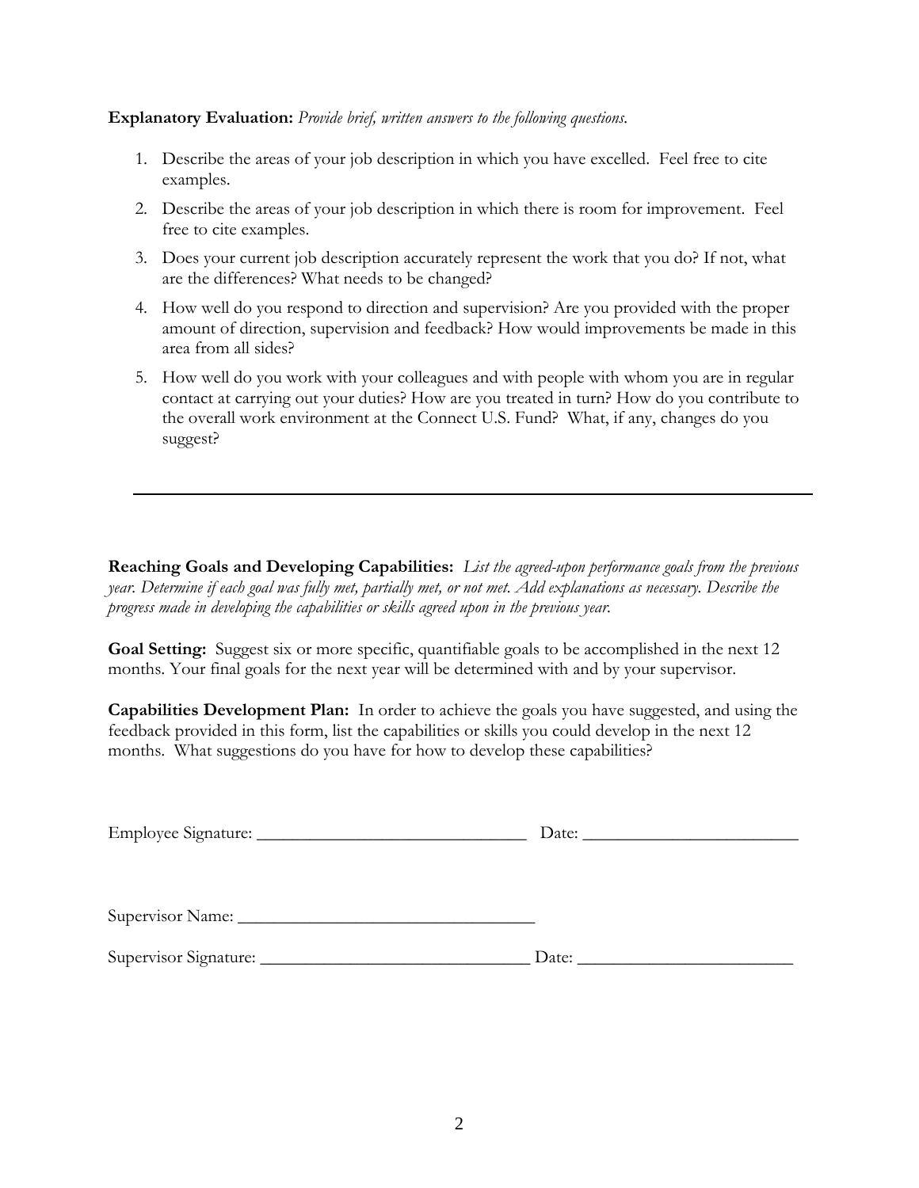**Explanatory Evaluation:** *Provide brief, written answers to the following questions.*

1. Describe the areas of your job description in which you have excelled. Feel free to cite examples.
2. Describe the areas of your job description in which there is room for improvement. Feel free to cite examples.
3. Does your current job description accurately represent the work that you do? If not, what are the differences? What needs to be changed?
4. How well do you respond to direction and supervision? Are you provided with the proper amount of direction, supervision and feedback? How would improvements be made in this area from all sides?
5. How well do you work with your colleagues and with people with whom you are in regular contact at carrying out your duties? How are you treated in turn? How do you contribute to the overall work environment at the Connect U.S. Fund? What, if any, changes do you suggest?

---

**Reaching Goals and Developing Capabilities:** *List the agreed-upon performance goals from the previous year. Determine if each goal was fully met, partially met, or not met. Add explanations as necessary. Describe the progress made in developing the capabilities or skills agreed upon in the previous year.*

**Goal Setting:** Suggest six or more specific, quantifiable goals to be accomplished in the next 12 months. Your final goals for the next year will be determined with and by your supervisor.

**Capabilities Development Plan:** In order to achieve the goals you have suggested, and using the feedback provided in this form, list the capabilities or skills you could develop in the next 12 months. What suggestions do you have for how to develop these capabilities?

Employee Signature: ______________________________ Date: ________________________

Supervisor Name: ________________________________

Supervisor Signature: ______________________________ Date: ________________________